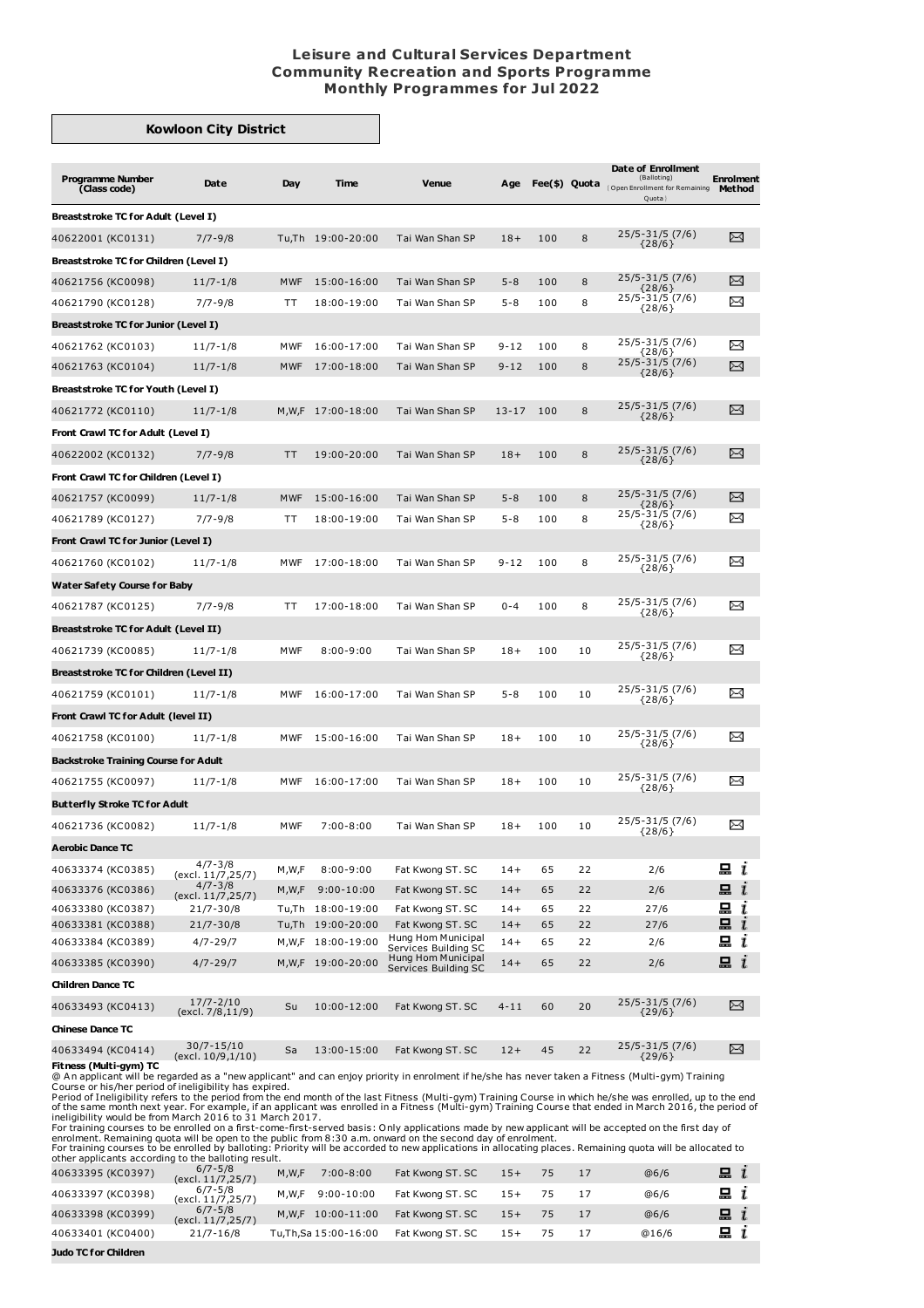# Leisure and Cultural Services Department
## Community Recreation and Sports Programme
## Monthly Programmes for Jul 2022

### Kowloon City District

| Programme Number (Class code) | Date | Day | Time | Venue | Age | Fee($) | Quota | Date of Enrollment (Balloting) {Open Enrollment for Remaining Quota} | Enrolment Method |
|---|---|---|---|---|---|---|---|---|---|
| **Breaststroke TC for Adult (Level I)** | | | | | | | | | |
| 40622001 (KC0131) | 7/7-9/8 | Tu,Th | 19:00-20:00 | Tai Wan Shan SP | 18+ | 100 | 8 | 25/5-31/5 (7/6) {28/6} | ✉ |
| **Breaststroke TC for Children (Level I)** | | | | | | | | | |
| 40621756 (KC0098) | 11/7-1/8 | MWF | 15:00-16:00 | Tai Wan Shan SP | 5-8 | 100 | 8 | 25/5-31/5 (7/6) {28/6} | ✉ |
| 40621790 (KC0128) | 7/7-9/8 | TT | 18:00-19:00 | Tai Wan Shan SP | 5-8 | 100 | 8 | 25/5-31/5 (7/6) {28/6} | ✉ |
| **Breaststroke TC for Junior (Level I)** | | | | | | | | | |
| 40621762 (KC0103) | 11/7-1/8 | MWF | 16:00-17:00 | Tai Wan Shan SP | 9-12 | 100 | 8 | 25/5-31/5 (7/6) {28/6} | ✉ |
| 40621763 (KC0104) | 11/7-1/8 | MWF | 17:00-18:00 | Tai Wan Shan SP | 9-12 | 100 | 8 | 25/5-31/5 (7/6) {28/6} | ✉ |
| **Breaststroke TC for Youth (Level I)** | | | | | | | | | |
| 40621772 (KC0110) | 11/7-1/8 | M,W,F | 17:00-18:00 | Tai Wan Shan SP | 13-17 | 100 | 8 | 25/5-31/5 (7/6) {28/6} | ✉ |
| **Front Crawl TC for Adult (Level I)** | | | | | | | | | |
| 40622002 (KC0132) | 7/7-9/8 | TT | 19:00-20:00 | Tai Wan Shan SP | 18+ | 100 | 8 | 25/5-31/5 (7/6) {28/6} | ✉ |
| **Front Crawl TC for Children (Level I)** | | | | | | | | | |
| 40621757 (KC0099) | 11/7-1/8 | MWF | 15:00-16:00 | Tai Wan Shan SP | 5-8 | 100 | 8 | 25/5-31/5 (7/6) {28/6} | ✉ |
| 40621789 (KC0127) | 7/7-9/8 | TT | 18:00-19:00 | Tai Wan Shan SP | 5-8 | 100 | 8 | 25/5-31/5 (7/6) {28/6} | ✉ |
| **Front Crawl TC for Junior (Level I)** | | | | | | | | | |
| 40621760 (KC0102) | 11/7-1/8 | MWF | 17:00-18:00 | Tai Wan Shan SP | 9-12 | 100 | 8 | 25/5-31/5 (7/6) {28/6} | ✉ |
| **Water Safety Course for Baby** | | | | | | | | | |
| 40621787 (KC0125) | 7/7-9/8 | TT | 17:00-18:00 | Tai Wan Shan SP | 0-4 | 100 | 8 | 25/5-31/5 (7/6) {28/6} | ✉ |
| **Breaststroke TC for Adult (Level II)** | | | | | | | | | |
| 40621739 (KC0085) | 11/7-1/8 | MWF | 8:00-9:00 | Tai Wan Shan SP | 18+ | 100 | 10 | 25/5-31/5 (7/6) {28/6} | ✉ |
| **Breaststroke TC for Children (Level II)** | | | | | | | | | |
| 40621759 (KC0101) | 11/7-1/8 | MWF | 16:00-17:00 | Tai Wan Shan SP | 5-8 | 100 | 10 | 25/5-31/5 (7/6) {28/6} | ✉ |
| **Front Crawl TC for Adult (level II)** | | | | | | | | | |
| 40621758 (KC0100) | 11/7-1/8 | MWF | 15:00-16:00 | Tai Wan Shan SP | 18+ | 100 | 10 | 25/5-31/5 (7/6) {28/6} | ✉ |
| **Backstroke Training Course for Adult** | | | | | | | | | |
| 40621755 (KC0097) | 11/7-1/8 | MWF | 16:00-17:00 | Tai Wan Shan SP | 18+ | 100 | 10 | 25/5-31/5 (7/6) {28/6} | ✉ |
| **Butterfly Stroke TC for Adult** | | | | | | | | | |
| 40621736 (KC0082) | 11/7-1/8 | MWF | 7:00-8:00 | Tai Wan Shan SP | 18+ | 100 | 10 | 25/5-31/5 (7/6) {28/6} | ✉ |
| **Aerobic Dance TC** | | | | | | | | | |
| 40633374 (KC0385) | 4/7-3/8 (excl. 11/7,25/7) | M,W,F | 8:00-9:00 | Fat Kwong ST. SC | 14+ | 65 | 22 | 2/6 | 💻 i |
| 40633376 (KC0386) | 4/7-3/8 (excl. 11/7,25/7) | M,W,F | 9:00-10:00 | Fat Kwong ST. SC | 14+ | 65 | 22 | 2/6 | 💻 i |
| 40633380 (KC0387) | 21/7-30/8 | Tu,Th | 18:00-19:00 | Fat Kwong ST. SC | 14+ | 65 | 22 | 27/6 | 💻 i |
| 40633381 (KC0388) | 21/7-30/8 | Tu,Th | 19:00-20:00 | Fat Kwong ST. SC | 14+ | 65 | 22 | 27/6 | 💻 i |
| 40633384 (KC0389) | 4/7-29/7 | M,W,F | 18:00-19:00 | Hung Hom Municipal Services Building SC | 14+ | 65 | 22 | 2/6 | 💻 i |
| 40633385 (KC0390) | 4/7-29/7 | M,W,F | 19:00-20:00 | Hung Hom Municipal Services Building SC | 14+ | 65 | 22 | 2/6 | 💻 i |
| **Children Dance TC** | | | | | | | | | |
| 40633493 (KC0413) | 17/7-2/10 (excl. 7/8,11/9) | Su | 10:00-12:00 | Fat Kwong ST. SC | 4-11 | 60 | 20 | 25/5-31/5 (7/6) {29/6} | ✉ |
| **Chinese Dance TC** | | | | | | | | | |
| 40633494 (KC0414) | 30/7-15/10 (excl. 10/9,1/10) | Sa | 13:00-15:00 | Fat Kwong ST. SC | 12+ | 45 | 22 | 25/5-31/5 (7/6) {29/6} | ✉ |

**Fitness (Multi-gym) TC**

@ An applicant will be regarded as a "new applicant" and can enjoy priority in enrolment if he/she has never taken a Fitness (Multi-gym) Training Course or his/her period of ineligibility has expired.
Period of Ineligibility refers to the period from the end month of the last Fitness (Multi-gym) Training Course in which he/she was enrolled, up to the end of the same month next year. For example, if an applicant was enrolled in a Fitness (Multi-gym) Training Course that ended in March 2016, the period of ineligibility would be from March 2016 to 31 March 2017.
For training courses to be enrolled on a first-come-first-served basis: Only applications made by new applicant will be accepted on the first day of enrolment. Remaining quota will be open to the public from 8:30 a.m. onward on the second day of enrolment.
For training courses to be enrolled by balloting: Priority will be accorded to new applications in allocating places. Remaining quota will be allocated to other applicants according to the balloting result.

| Programme Number (Class code) | Date | Day | Time | Venue | Age | Fee($) | Quota | Date of Enrollment | Enrolment Method |
|---|---|---|---|---|---|---|---|---|---|
| 40633395 (KC0397) | 6/7-5/8 (excl. 11/7,25/7) | M,W,F | 7:00-8:00 | Fat Kwong ST. SC | 15+ | 75 | 17 | @6/6 | 💻 i |
| 40633397 (KC0398) | 6/7-5/8 (excl. 11/7,25/7) | M,W,F | 9:00-10:00 | Fat Kwong ST. SC | 15+ | 75 | 17 | @6/6 | 💻 i |
| 40633398 (KC0399) | 6/7-5/8 (excl. 11/7,25/7) | M,W,F | 10:00-11:00 | Fat Kwong ST. SC | 15+ | 75 | 17 | @6/6 | 💻 i |
| 40633401 (KC0400) | 21/7-16/8 | Tu,Th,Sa | 15:00-16:00 | Fat Kwong ST. SC | 15+ | 75 | 17 | @16/6 | 💻 i |

**Judo TC for Children**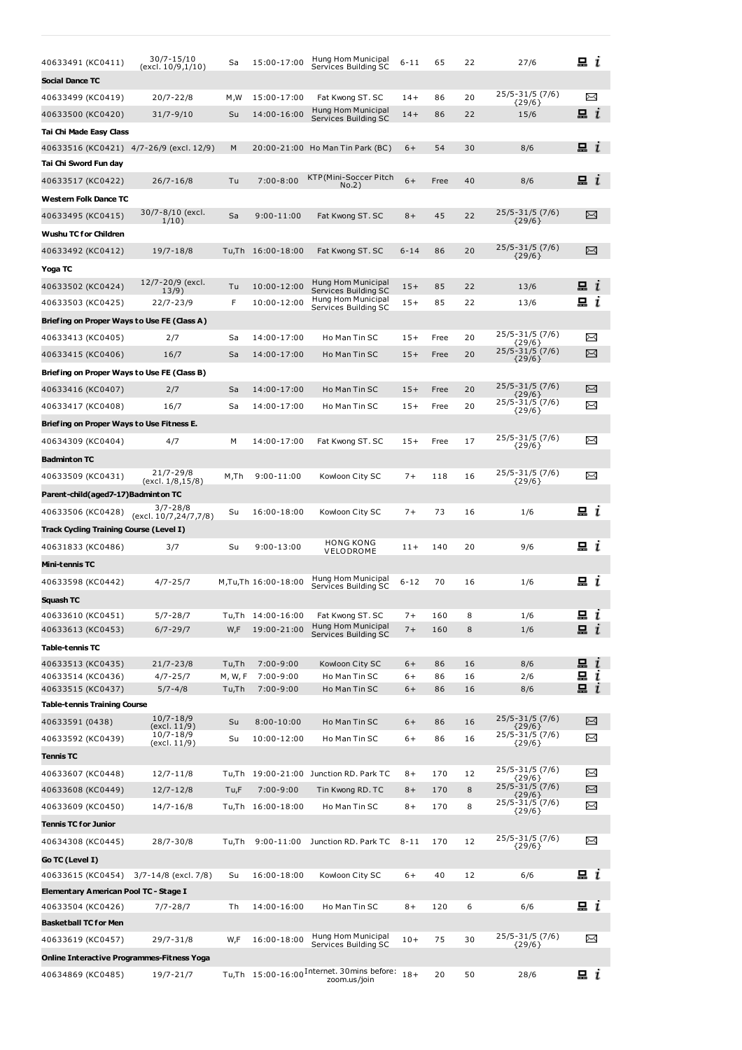| | | | | | | | | | |
|---|---|---|---|---|---|---|---|---|---|
| 40633491 (KC0411) | 30/7-15/10 (excl. 10/9,1/10) | Sa | 15:00-17:00 | Hung Hom Municipal Services Building SC | 6-11 | 65 | 22 | 27/6 | 🖳 i |
| **Social Dance TC** | | | | | | | | | |
| 40633499 (KC0419) | 20/7-22/8 | M,W | 15:00-17:00 | Fat Kwong ST. SC | 14+ | 86 | 20 | 25/5-31/5 (7/6) {29/6} | ✉ |
| 40633500 (KC0420) | 31/7-9/10 | Su | 14:00-16:00 | Hung Hom Municipal Services Building SC | 14+ | 86 | 22 | 15/6 | 🖳 i |
| **Tai Chi Made Easy Class** | | | | | | | | | |
| 40633516 (KC0421) | 4/7-26/9 (excl. 12/9) | M | 20:00-21:00 | Ho Man Tin Park (BC) | 6+ | 54 | 30 | 8/6 | 🖳 i |
| **Tai Chi Sword Fun day** | | | | | | | | | |
| 40633517 (KC0422) | 26/7-16/8 | Tu | 7:00-8:00 | KTP(Mini-Soccer Pitch No.2) | 6+ | Free | 40 | 8/6 | 🖳 i |
| **Western Folk Dance TC** | | | | | | | | | |
| 40633495 (KC0415) | 30/7-8/10 (excl. 1/10) | Sa | 9:00-11:00 | Fat Kwong ST. SC | 8+ | 45 | 22 | 25/5-31/5 (7/6) {29/6} | ✉ |
| **Wushu TC for Children** | | | | | | | | | |
| 40633492 (KC0412) | 19/7-18/8 | Tu,Th | 16:00-18:00 | Fat Kwong ST. SC | 6-14 | 86 | 20 | 25/5-31/5 (7/6) {29/6} | ✉ |
| **Yoga TC** | | | | | | | | | |
| 40633502 (KC0424) | 12/7-20/9 (excl. 13/9) | Tu | 10:00-12:00 | Hung Hom Municipal Services Building SC | 15+ | 85 | 22 | 13/6 | 🖳 i |
| 40633503 (KC0425) | 22/7-23/9 | F | 10:00-12:00 | Hung Hom Municipal Services Building SC | 15+ | 85 | 22 | 13/6 | 🖳 i |
| **Briefing on Proper Ways to Use FE (Class A)** | | | | | | | | | |
| 40633413 (KC0405) | 2/7 | Sa | 14:00-17:00 | Ho Man Tin SC | 15+ | Free | 20 | 25/5-31/5 (7/6) {29/6} | ✉ |
| 40633415 (KC0406) | 16/7 | Sa | 14:00-17:00 | Ho Man Tin SC | 15+ | Free | 20 | 25/5-31/5 (7/6) {29/6} | ✉ |
| **Briefing on Proper Ways to Use FE (Class B)** | | | | | | | | | |
| 40633416 (KC0407) | 2/7 | Sa | 14:00-17:00 | Ho Man Tin SC | 15+ | Free | 20 | 25/5-31/5 (7/6) {29/6} | ✉ |
| 40633417 (KC0408) | 16/7 | Sa | 14:00-17:00 | Ho Man Tin SC | 15+ | Free | 20 | 25/5-31/5 (7/6) {29/6} | ✉ |
| **Briefing on Proper Ways to Use Fitness E.** | | | | | | | | | |
| 40634309 (KC0404) | 4/7 | M | 14:00-17:00 | Fat Kwong ST. SC | 15+ | Free | 17 | 25/5-31/5 (7/6) {29/6} | ✉ |
| **Badminton TC** | | | | | | | | | |
| 40633509 (KC0431) | 21/7-29/8 (excl. 1/8,15/8) | M,Th | 9:00-11:00 | Kowloon City SC | 7+ | 118 | 16 | 25/5-31/5 (7/6) {29/6} | ✉ |
| **Parent-child(aged7-17)Badminton TC** | | | | | | | | | |
| 40633506 (KC0428) | 3/7-28/8 (excl. 10/7,24/7,7/8) | Su | 16:00-18:00 | Kowloon City SC | 7+ | 73 | 16 | 1/6 | 🖳 i |
| **Track Cycling Training Course (Level I)** | | | | | | | | | |
| 40631833 (KC0486) | 3/7 | Su | 9:00-13:00 | HONG KONG VELODROME | 11+ | 140 | 20 | 9/6 | 🖳 i |
| **Mini-tennis TC** | | | | | | | | | |
| 40633598 (KC0442) | 4/7-25/7 | M,Tu,Th | 16:00-18:00 | Hung Hom Municipal Services Building SC | 6-12 | 70 | 16 | 1/6 | 🖳 i |
| **Squash TC** | | | | | | | | | |
| 40633610 (KC0451) | 5/7-28/7 | Tu,Th | 14:00-16:00 | Fat Kwong ST. SC | 7+ | 160 | 8 | 1/6 | 🖳 i |
| 40633613 (KC0453) | 6/7-29/7 | W,F | 19:00-21:00 | Hung Hom Municipal Services Building SC | 7+ | 160 | 8 | 1/6 | 🖳 i |
| **Table-tennis TC** | | | | | | | | | |
| 40633513 (KC0435) | 21/7-23/8 | Tu,Th | 7:00-9:00 | Kowloon City SC | 6+ | 86 | 16 | 8/6 | 🖳 i |
| 40633514 (KC0436) | 4/7-25/7 | M, W, F | 7:00-9:00 | Ho Man Tin SC | 6+ | 86 | 16 | 2/6 | 🖳 i |
| 40633515 (KC0437) | 5/7-4/8 | Tu,Th | 7:00-9:00 | Ho Man Tin SC | 6+ | 86 | 16 | 8/6 | 🖳 i |
| **Table-tennis Training Course** | | | | | | | | | |
| 40633591 (0438) | 10/7-18/9 (excl. 11/9) | Su | 8:00-10:00 | Ho Man Tin SC | 6+ | 86 | 16 | 25/5-31/5 (7/6) {29/6} | ✉ |
| 40633592 (KC0439) | 10/7-18/9 (excl. 11/9) | Su | 10:00-12:00 | Ho Man Tin SC | 6+ | 86 | 16 | 25/5-31/5 (7/6) {29/6} | ✉ |
| **Tennis TC** | | | | | | | | | |
| 40633607 (KC0448) | 12/7-11/8 | Tu,Th | 19:00-21:00 | Junction RD. Park TC | 8+ | 170 | 12 | 25/5-31/5 (7/6) {29/6} | ✉ |
| 40633608 (KC0449) | 12/7-12/8 | Tu,F | 7:00-9:00 | Tin Kwong RD. TC | 8+ | 170 | 8 | 25/5-31/5 (7/6) {29/6} | ✉ |
| 40633609 (KC0450) | 14/7-16/8 | Tu,Th | 16:00-18:00 | Ho Man Tin SC | 8+ | 170 | 8 | 25/5-31/5 (7/6) {29/6} | ✉ |
| **Tennis TC for Junior** | | | | | | | | | |
| 40634308 (KC0445) | 28/7-30/8 | Tu,Th | 9:00-11:00 | Junction RD. Park TC | 8-11 | 170 | 12 | 25/5-31/5 (7/6) {29/6} | ✉ |
| **Go TC (Level I)** | | | | | | | | | |
| 40633615 (KC0454) | 3/7-14/8 (excl. 7/8) | Su | 16:00-18:00 | Kowloon City SC | 6+ | 40 | 12 | 6/6 | 🖳 i |
| **Elementary American Pool TC - Stage I** | | | | | | | | | |
| 40633504 (KC0426) | 7/7-28/7 | Th | 14:00-16:00 | Ho Man Tin SC | 8+ | 120 | 6 | 6/6 | 🖳 i |
| **Basketball TC for Men** | | | | | | | | | |
| 40633619 (KC0457) | 29/7-31/8 | W,F | 16:00-18:00 | Hung Hom Municipal Services Building SC | 10+ | 75 | 30 | 25/5-31/5 (7/6) {29/6} | ✉ |
| **Online Interactive Programmes-Fitness Yoga** | | | | | | | | | |
| 40634869 (KC0485) | 19/7-21/7 | Tu,Th | 15:00-16:00 | Internet. 30mins before: zoom.us/join | 18+ | 20 | 50 | 28/6 | 🖳 i |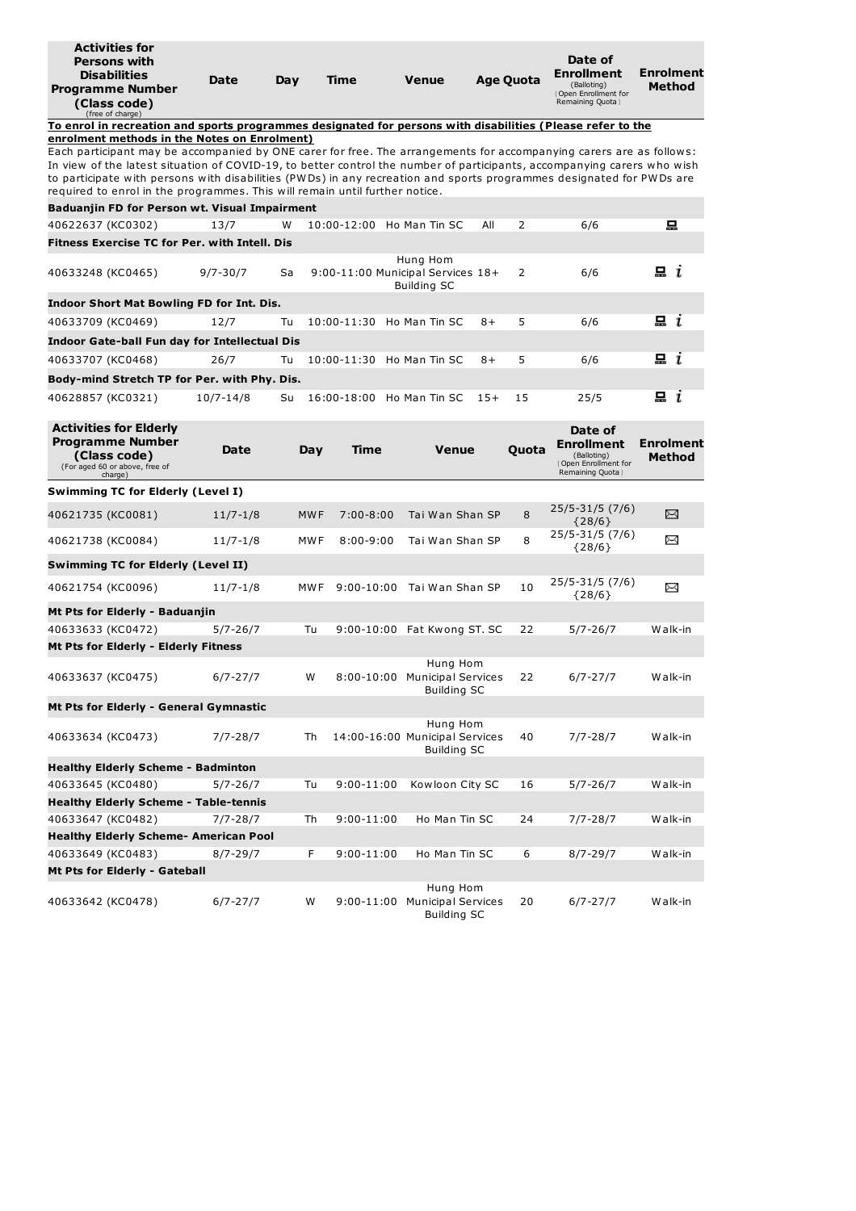| Activities for Persons with Disabilities Programme Number (Class code) (free of charge) | Date | Day | Time | Venue | Age | Quota | Date of Enrollment (Balloting) (Open Enrollment for Remaining Quota) | Enrolment Method |
|---|---|---|---|---|---|---|---|---|
| **To enrol in recreation and sports programmes designated for persons with disabilities (Please refer to the enrolment methods in the Notes on Enrolment)** | | | | | | | | |
| Each participant may be accompanied by ONE carer for free. The arrangements for accompanying carers are as follows: In view of the latest situation of COVID-19, to better control the number of participants, accompanying carers who wish to participate with persons with disabilities (PWDs) in any recreation and sports programmes designated for PWDs are required to enrol in the programmes. This will remain until further notice. | | | | | | | | |
| **Baduanjin FD for Person wt. Visual Impairment** | | | | | | | | |
| 40622637 (KC0302) | 13/7 | W | 10:00-12:00 | Ho Man Tin SC | All | 2 | 6/6 | 💻 |
| **Fitness Exercise TC for Per. with Intell. Dis** | | | | | | | | |
| 40633248 (KC0465) | 9/7-30/7 | Sa | 9:00-11:00 | Hung Hom Municipal Services Building SC | 18+ | 2 | 6/6 | 💻 i |
| **Indoor Short Mat Bowling FD for Int. Dis.** | | | | | | | | |
| 40633709 (KC0469) | 12/7 | Tu | 10:00-11:30 | Ho Man Tin SC | 8+ | 5 | 6/6 | 💻 i |
| **Indoor Gate-ball Fun day for Intellectual Dis** | | | | | | | | |
| 40633707 (KC0468) | 26/7 | Tu | 10:00-11:30 | Ho Man Tin SC | 8+ | 5 | 6/6 | 💻 i |
| **Body-mind Stretch TP for Per. with Phy. Dis.** | | | | | | | | |
| 40628857 (KC0321) | 10/7-14/8 | Su | 16:00-18:00 | Ho Man Tin SC | 15+ | 15 | 25/5 | 💻 i |

| Activities for Elderly Programme Number (Class code) (For aged 60 or above, free of charge) | Date | Day | Time | Venue | Quota | Date of Enrollment (Balloting) (Open Enrollment for Remaining Quota) | Enrolment Method |
|---|---|---|---|---|---|---|---|
| **Swimming TC for Elderly (Level I)** | | | | | | | |
| 40621735 (KC0081) | 11/7-1/8 | MWF | 7:00-8:00 | Tai Wan Shan SP | 8 | 25/5-31/5 (7/6) {28/6} | ✉ |
| 40621738 (KC0084) | 11/7-1/8 | MWF | 8:00-9:00 | Tai Wan Shan SP | 8 | 25/5-31/5 (7/6) {28/6} | ✉ |
| **Swimming TC for Elderly (Level II)** | | | | | | | |
| 40621754 (KC0096) | 11/7-1/8 | MWF | 9:00-10:00 | Tai Wan Shan SP | 10 | 25/5-31/5 (7/6) {28/6} | ✉ |
| **Mt Pts for Elderly - Baduanjin** | | | | | | | |
| 40633633 (KC0472) | 5/7-26/7 | Tu | 9:00-10:00 | Fat Kwong ST. SC | 22 | 5/7-26/7 | Walk-in |
| **Mt Pts for Elderly - Elderly Fitness** | | | | | | | |
| 40633637 (KC0475) | 6/7-27/7 | W | 8:00-10:00 | Hung Hom Municipal Services Building SC | 22 | 6/7-27/7 | Walk-in |
| **Mt Pts for Elderly - General Gymnastic** | | | | | | | |
| 40633634 (KC0473) | 7/7-28/7 | Th | 14:00-16:00 | Hung Hom Municipal Services Building SC | 40 | 7/7-28/7 | Walk-in |
| **Healthy Elderly Scheme - Badminton** | | | | | | | |
| 40633645 (KC0480) | 5/7-26/7 | Tu | 9:00-11:00 | Kowloon City SC | 16 | 5/7-26/7 | Walk-in |
| **Healthy Elderly Scheme - Table-tennis** | | | | | | | |
| 40633647 (KC0482) | 7/7-28/7 | Th | 9:00-11:00 | Ho Man Tin SC | 24 | 7/7-28/7 | Walk-in |
| **Healthy Elderly Scheme- American Pool** | | | | | | | |
| 40633649 (KC0483) | 8/7-29/7 | F | 9:00-11:00 | Ho Man Tin SC | 6 | 8/7-29/7 | Walk-in |
| **Mt Pts for Elderly - Gateball** | | | | | | | |
| 40633642 (KC0478) | 6/7-27/7 | W | 9:00-11:00 | Hung Hom Municipal Services Building SC | 20 | 6/7-27/7 | Walk-in |